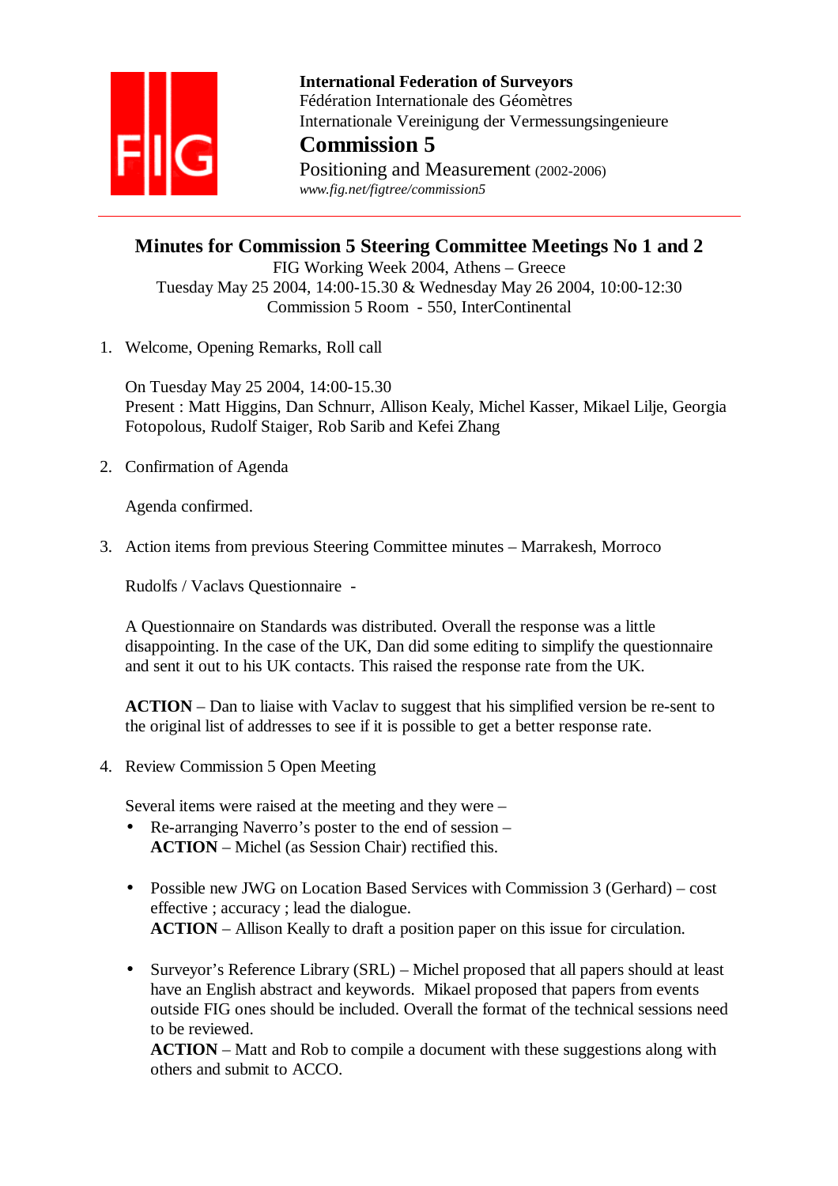**International Federation of Surveyors**
Fédération Internationale des Géomètres
Internationale Vereinigung der Vermessungsingenieure

**Commission 5**

Positioning and Measurement (2002-2006)

*www.fig.net/figtree/commission5*

---

# Minutes for Commission 5 Steering Committee Meetings No 1 and 2

FIG Working Week 2004, Athens – Greece
Tuesday May 25 2004, 14:00-15.30 & Wednesday May 26 2004, 10:00-12:30
Commission 5 Room - 550, InterContinental

1. Welcome, Opening Remarks, Roll call

   On Tuesday May 25 2004, 14:00-15.30
   Present : Matt Higgins, Dan Schnurr, Allison Kealy, Michel Kasser, Mikael Lilje, Georgia Fotopolous, Rudolf Staiger, Rob Sarib and Kefei Zhang

2. Confirmation of Agenda

   Agenda confirmed.

3. Action items from previous Steering Committee minutes – Marrakesh, Morroco

   Rudolfs / Vaclavs Questionnaire -

   A Questionnaire on Standards was distributed. Overall the response was a little disappointing. In the case of the UK, Dan did some editing to simplify the questionnaire and sent it out to his UK contacts. This raised the response rate from the UK.

   **ACTION** – Dan to liaise with Vaclav to suggest that his simplified version be re-sent to the original list of addresses to see if it is possible to get a better response rate.

4. Review Commission 5 Open Meeting

   Several items were raised at the meeting and they were –

   - Re-arranging Naverro's poster to the end of session –
     **ACTION** – Michel (as Session Chair) rectified this.

   - Possible new JWG on Location Based Services with Commission 3 (Gerhard) – cost effective ; accuracy ; lead the dialogue.
     **ACTION** – Allison Keally to draft a position paper on this issue for circulation.

   - Surveyor's Reference Library (SRL) – Michel proposed that all papers should at least have an English abstract and keywords. Mikael proposed that papers from events outside FIG ones should be included. Overall the format of the technical sessions need to be reviewed.
     **ACTION** – Matt and Rob to compile a document with these suggestions along with others and submit to ACCO.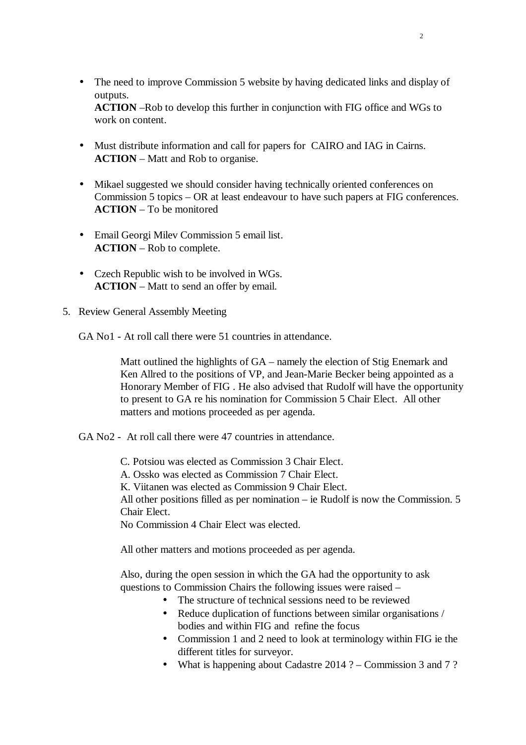- The need to improve Commission 5 website by having dedicated links and display of outputs.
  **ACTION** –Rob to develop this further in conjunction with FIG office and WGs to work on content.

- Must distribute information and call for papers for CAIRO and IAG in Cairns.
  **ACTION** – Matt and Rob to organise.

- Mikael suggested we should consider having technically oriented conferences on Commission 5 topics – OR at least endeavour to have such papers at FIG conferences.
  **ACTION** – To be monitored

- Email Georgi Milev Commission 5 email list.
  **ACTION** – Rob to complete.

- Czech Republic wish to be involved in WGs.
  **ACTION** – Matt to send an offer by email.

5. Review General Assembly Meeting

   GA No1 - At roll call there were 51 countries in attendance.

   > Matt outlined the highlights of GA – namely the election of Stig Enemark and Ken Allred to the positions of VP, and Jean-Marie Becker being appointed as a Honorary Member of FIG . He also advised that Rudolf will have the opportunity to present to GA re his nomination for Commission 5 Chair Elect. All other matters and motions proceeded as per agenda.

   GA No2 - At roll call there were 47 countries in attendance.

   > C. Potsiou was elected as Commission 3 Chair Elect.
   > A. Ossko was elected as Commission 7 Chair Elect.
   > K. Viitanen was elected as Commission 9 Chair Elect.
   > All other positions filled as per nomination – ie Rudolf is now the Commission. 5 Chair Elect.
   > No Commission 4 Chair Elect was elected.
   >
   > All other matters and motions proceeded as per agenda.
   >
   > Also, during the open session in which the GA had the opportunity to ask questions to Commission Chairs the following issues were raised –
   >
   > - The structure of technical sessions need to be reviewed
   > - Reduce duplication of functions between similar organisations / bodies and within FIG and refine the focus
   > - Commission 1 and 2 need to look at terminology within FIG ie the different titles for surveyor.
   > - What is happening about Cadastre 2014 ? – Commission 3 and 7 ?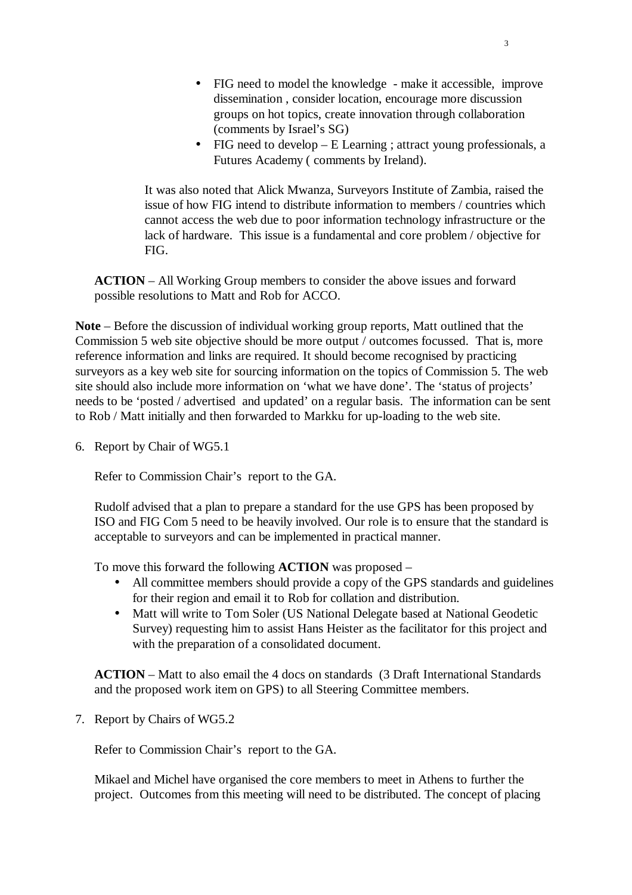- FIG need to model the knowledge - make it accessible, improve dissemination , consider location, encourage more discussion groups on hot topics, create innovation through collaboration (comments by Israel's SG)
- FIG need to develop – E Learning ; attract young professionals, a Futures Academy ( comments by Ireland).

It was also noted that Alick Mwanza, Surveyors Institute of Zambia, raised the issue of how FIG intend to distribute information to members / countries which cannot access the web due to poor information technology infrastructure or the lack of hardware. This issue is a fundamental and core problem / objective for FIG.

**ACTION** – All Working Group members to consider the above issues and forward possible resolutions to Matt and Rob for ACCO.

**Note** – Before the discussion of individual working group reports, Matt outlined that the Commission 5 web site objective should be more output / outcomes focussed. That is, more reference information and links are required. It should become recognised by practicing surveyors as a key web site for sourcing information on the topics of Commission 5. The web site should also include more information on 'what we have done'. The 'status of projects' needs to be 'posted / advertised and updated' on a regular basis. The information can be sent to Rob / Matt initially and then forwarded to Markku for up-loading to the web site.

6. Report by Chair of WG5.1

   Refer to Commission Chair's report to the GA.

   Rudolf advised that a plan to prepare a standard for the use GPS has been proposed by ISO and FIG Com 5 need to be heavily involved. Our role is to ensure that the standard is acceptable to surveyors and can be implemented in practical manner.

   To move this forward the following **ACTION** was proposed –

   - All committee members should provide a copy of the GPS standards and guidelines for their region and email it to Rob for collation and distribution.
   - Matt will write to Tom Soler (US National Delegate based at National Geodetic Survey) requesting him to assist Hans Heister as the facilitator for this project and with the preparation of a consolidated document.

   **ACTION** – Matt to also email the 4 docs on standards (3 Draft International Standards and the proposed work item on GPS) to all Steering Committee members.

7. Report by Chairs of WG5.2

   Refer to Commission Chair's report to the GA.

   Mikael and Michel have organised the core members to meet in Athens to further the project. Outcomes from this meeting will need to be distributed. The concept of placing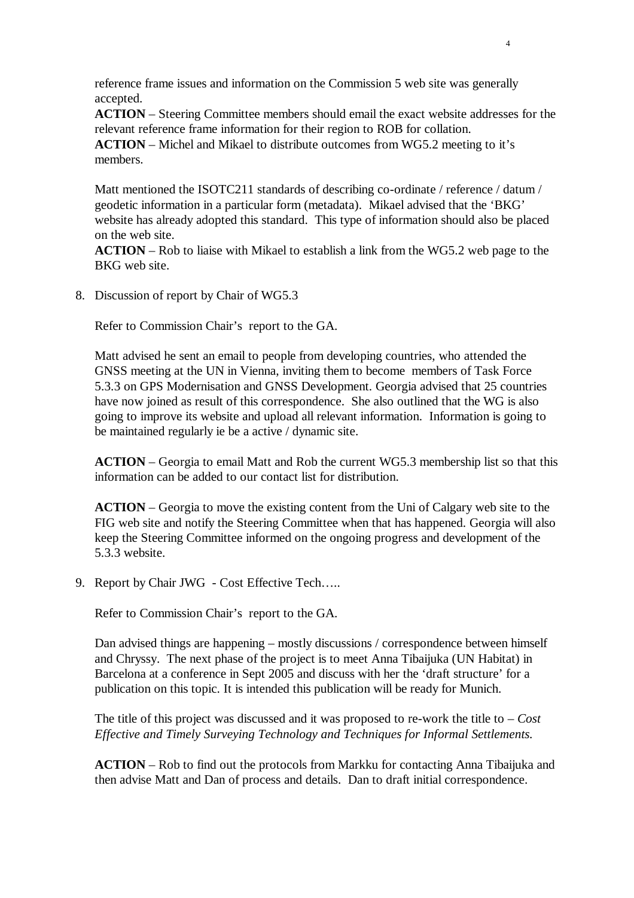reference frame issues and information on the Commission 5 web site was generally accepted.

**ACTION** – Steering Committee members should email the exact website addresses for the relevant reference frame information for their region to ROB for collation.

**ACTION** – Michel and Mikael to distribute outcomes from WG5.2 meeting to it's members.

Matt mentioned the ISOTC211 standards of describing co-ordinate / reference / datum / geodetic information in a particular form (metadata). Mikael advised that the 'BKG' website has already adopted this standard. This type of information should also be placed on the web site.

**ACTION** – Rob to liaise with Mikael to establish a link from the WG5.2 web page to the BKG web site.

8. Discussion of report by Chair of WG5.3

   Refer to Commission Chair's report to the GA.

   Matt advised he sent an email to people from developing countries, who attended the GNSS meeting at the UN in Vienna, inviting them to become members of Task Force 5.3.3 on GPS Modernisation and GNSS Development. Georgia advised that 25 countries have now joined as result of this correspondence. She also outlined that the WG is also going to improve its website and upload all relevant information. Information is going to be maintained regularly ie be a active / dynamic site.

   **ACTION** – Georgia to email Matt and Rob the current WG5.3 membership list so that this information can be added to our contact list for distribution.

   **ACTION** – Georgia to move the existing content from the Uni of Calgary web site to the FIG web site and notify the Steering Committee when that has happened. Georgia will also keep the Steering Committee informed on the ongoing progress and development of the 5.3.3 website.

9. Report by Chair JWG - Cost Effective Tech…..

   Refer to Commission Chair's report to the GA.

   Dan advised things are happening – mostly discussions / correspondence between himself and Chryssy. The next phase of the project is to meet Anna Tibaijuka (UN Habitat) in Barcelona at a conference in Sept 2005 and discuss with her the 'draft structure' for a publication on this topic. It is intended this publication will be ready for Munich.

   The title of this project was discussed and it was proposed to re-work the title to – *Cost Effective and Timely Surveying Technology and Techniques for Informal Settlements.*

   **ACTION** – Rob to find out the protocols from Markku for contacting Anna Tibaijuka and then advise Matt and Dan of process and details. Dan to draft initial correspondence.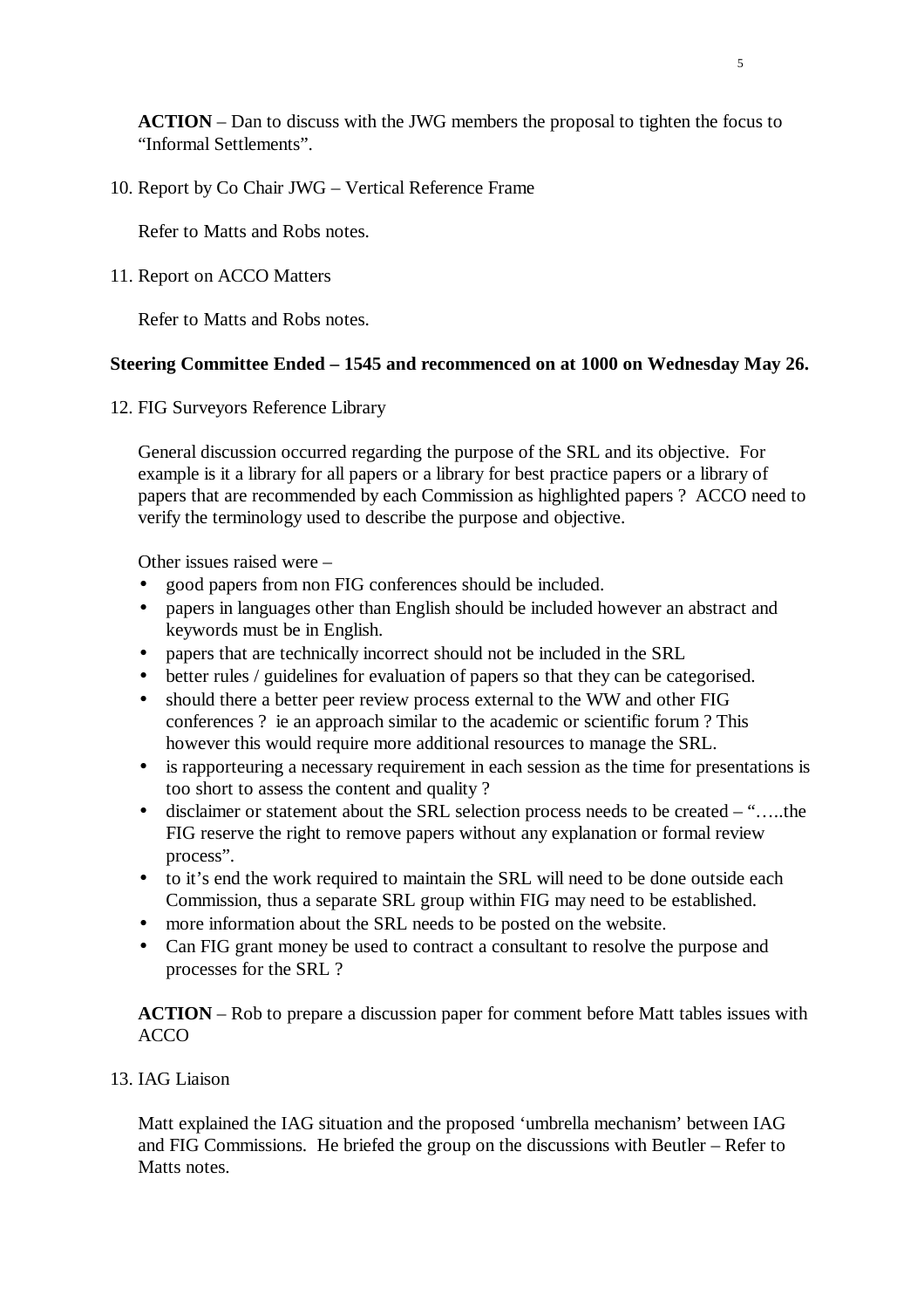**ACTION** – Dan to discuss with the JWG members the proposal to tighten the focus to "Informal Settlements".

10. Report by Co Chair JWG – Vertical Reference Frame

    Refer to Matts and Robs notes.

11. Report on ACCO Matters

    Refer to Matts and Robs notes.

**Steering Committee Ended – 1545 and recommenced on at 1000 on Wednesday May 26.**

12. FIG Surveyors Reference Library

    General discussion occurred regarding the purpose of the SRL and its objective. For example is it a library for all papers or a library for best practice papers or a library of papers that are recommended by each Commission as highlighted papers ? ACCO need to verify the terminology used to describe the purpose and objective.

    Other issues raised were –

    - good papers from non FIG conferences should be included.
    - papers in languages other than English should be included however an abstract and keywords must be in English.
    - papers that are technically incorrect should not be included in the SRL
    - better rules / guidelines for evaluation of papers so that they can be categorised.
    - should there a better peer review process external to the WW and other FIG conferences ? ie an approach similar to the academic or scientific forum ? This however this would require more additional resources to manage the SRL.
    - is rapporteuring a necessary requirement in each session as the time for presentations is too short to assess the content and quality ?
    - disclaimer or statement about the SRL selection process needs to be created – "…..the FIG reserve the right to remove papers without any explanation or formal review process".
    - to it's end the work required to maintain the SRL will need to be done outside each Commission, thus a separate SRL group within FIG may need to be established.
    - more information about the SRL needs to be posted on the website.
    - Can FIG grant money be used to contract a consultant to resolve the purpose and processes for the SRL ?

    **ACTION** – Rob to prepare a discussion paper for comment before Matt tables issues with ACCO

13. IAG Liaison

    Matt explained the IAG situation and the proposed 'umbrella mechanism' between IAG and FIG Commissions. He briefed the group on the discussions with Beutler – Refer to Matts notes.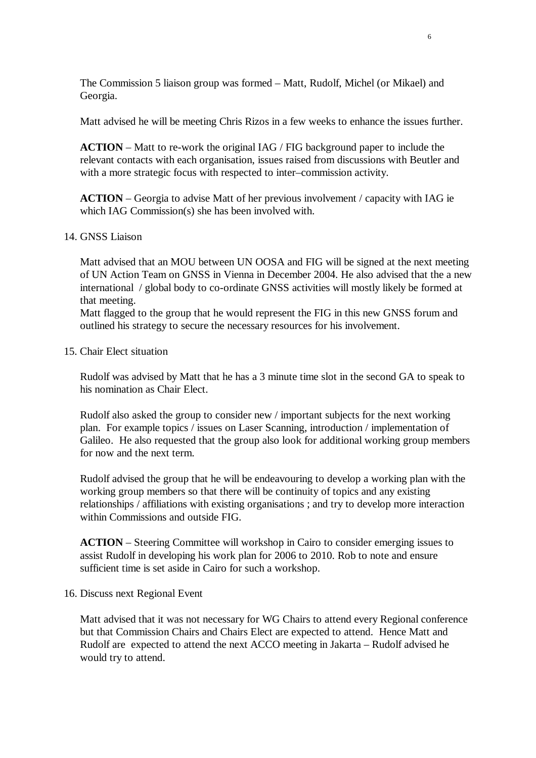The Commission 5 liaison group was formed – Matt, Rudolf, Michel (or Mikael) and Georgia.

Matt advised he will be meeting Chris Rizos in a few weeks to enhance the issues further.

**ACTION** – Matt to re-work the original IAG / FIG background paper to include the relevant contacts with each organisation, issues raised from discussions with Beutler and with a more strategic focus with respected to inter–commission activity.

**ACTION** – Georgia to advise Matt of her previous involvement / capacity with IAG ie which IAG Commission(s) she has been involved with.

14. GNSS Liaison

Matt advised that an MOU between UN OOSA and FIG will be signed at the next meeting of UN Action Team on GNSS in Vienna in December 2004. He also advised that the a new international / global body to co-ordinate GNSS activities will mostly likely be formed at that meeting.
Matt flagged to the group that he would represent the FIG in this new GNSS forum and outlined his strategy to secure the necessary resources for his involvement.

15. Chair Elect situation

Rudolf was advised by Matt that he has a 3 minute time slot in the second GA to speak to his nomination as Chair Elect.

Rudolf also asked the group to consider new / important subjects for the next working plan. For example topics / issues on Laser Scanning, introduction / implementation of Galileo. He also requested that the group also look for additional working group members for now and the next term.

Rudolf advised the group that he will be endeavouring to develop a working plan with the working group members so that there will be continuity of topics and any existing relationships / affiliations with existing organisations ; and try to develop more interaction within Commissions and outside FIG.

**ACTION** – Steering Committee will workshop in Cairo to consider emerging issues to assist Rudolf in developing his work plan for 2006 to 2010. Rob to note and ensure sufficient time is set aside in Cairo for such a workshop.

16. Discuss next Regional Event

Matt advised that it was not necessary for WG Chairs to attend every Regional conference but that Commission Chairs and Chairs Elect are expected to attend. Hence Matt and Rudolf are expected to attend the next ACCO meeting in Jakarta – Rudolf advised he would try to attend.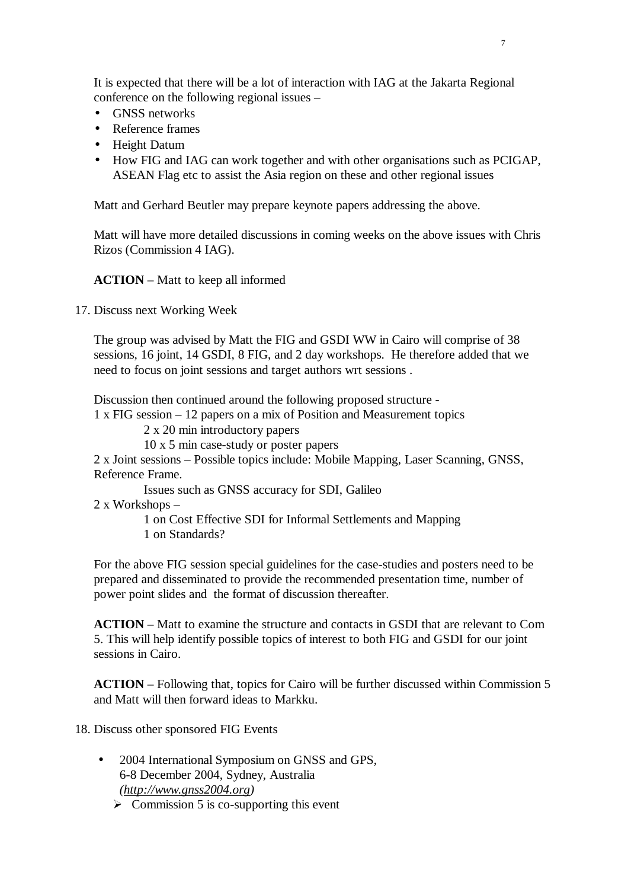It is expected that there will be a lot of interaction with IAG at the Jakarta Regional conference on the following regional issues –

- GNSS networks
- Reference frames
- Height Datum
- How FIG and IAG can work together and with other organisations such as PCIGAP, ASEAN Flag etc to assist the Asia region on these and other regional issues

Matt and Gerhard Beutler may prepare keynote papers addressing the above.

Matt will have more detailed discussions in coming weeks on the above issues with Chris Rizos (Commission 4 IAG).

**ACTION** – Matt to keep all informed

17. Discuss next Working Week

The group was advised by Matt the FIG and GSDI WW in Cairo will comprise of 38 sessions, 16 joint, 14 GSDI, 8 FIG, and 2 day workshops. He therefore added that we need to focus on joint sessions and target authors wrt sessions .

Discussion then continued around the following proposed structure -
1 x FIG session – 12 papers on a mix of Position and Measurement topics
  2 x 20 min introductory papers
  10 x 5 min case-study or poster papers
2 x Joint sessions – Possible topics include: Mobile Mapping, Laser Scanning, GNSS, Reference Frame.
  Issues such as GNSS accuracy for SDI, Galileo
2 x Workshops –
  1 on Cost Effective SDI for Informal Settlements and Mapping
  1 on Standards?

For the above FIG session special guidelines for the case-studies and posters need to be prepared and disseminated to provide the recommended presentation time, number of power point slides and the format of discussion thereafter.

**ACTION** – Matt to examine the structure and contacts in GSDI that are relevant to Com 5. This will help identify possible topics of interest to both FIG and GSDI for our joint sessions in Cairo.

**ACTION** – Following that, topics for Cairo will be further discussed within Commission 5 and Matt will then forward ideas to Markku.

18. Discuss other sponsored FIG Events

- 2004 International Symposium on GNSS and GPS,
  6-8 December 2004, Sydney, Australia
  *(http://www.gnss2004.org)*
  - Commission 5 is co-supporting this event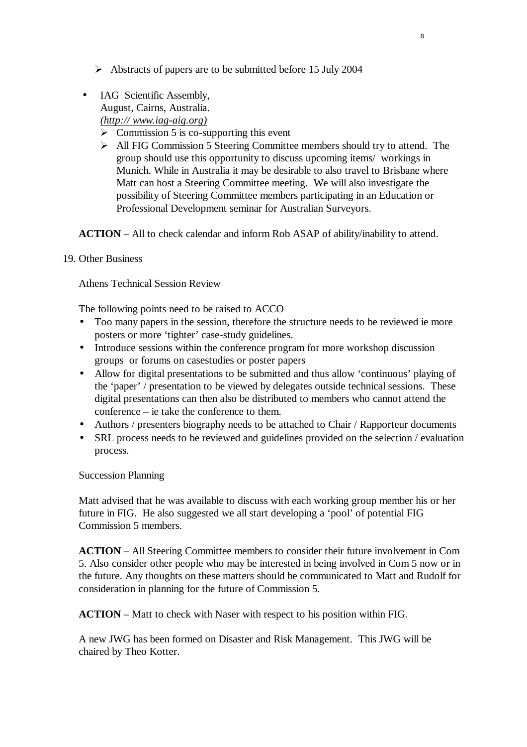- Abstracts of papers are to be submitted before 15 July 2004

- IAG Scientific Assembly,
  August, Cairns, Australia.
  *(http:// www.iag-aig.org)*
  - Commission 5 is co-supporting this event
  - All FIG Commission 5 Steering Committee members should try to attend. The group should use this opportunity to discuss upcoming items/ workings in Munich. While in Australia it may be desirable to also travel to Brisbane where Matt can host a Steering Committee meeting. We will also investigate the possibility of Steering Committee members participating in an Education or Professional Development seminar for Australian Surveyors.

**ACTION** – All to check calendar and inform Rob ASAP of ability/inability to attend.

19. Other Business

Athens Technical Session Review

The following points need to be raised to ACCO

- Too many papers in the session, therefore the structure needs to be reviewed ie more posters or more 'tighter' case-study guidelines.
- Introduce sessions within the conference program for more workshop discussion groups or forums on casestudies or poster papers
- Allow for digital presentations to be submitted and thus allow 'continuous' playing of the 'paper' / presentation to be viewed by delegates outside technical sessions. These digital presentations can then also be distributed to members who cannot attend the conference – ie take the conference to them.
- Authors / presenters biography needs to be attached to Chair / Rapporteur documents
- SRL process needs to be reviewed and guidelines provided on the selection / evaluation process.

Succession Planning

Matt advised that he was available to discuss with each working group member his or her future in FIG. He also suggested we all start developing a 'pool' of potential FIG Commission 5 members.

**ACTION** – All Steering Committee members to consider their future involvement in Com 5. Also consider other people who may be interested in being involved in Com 5 now or in the future. Any thoughts on these matters should be communicated to Matt and Rudolf for consideration in planning for the future of Commission 5.

**ACTION** – Matt to check with Naser with respect to his position within FIG.

A new JWG has been formed on Disaster and Risk Management. This JWG will be chaired by Theo Kotter.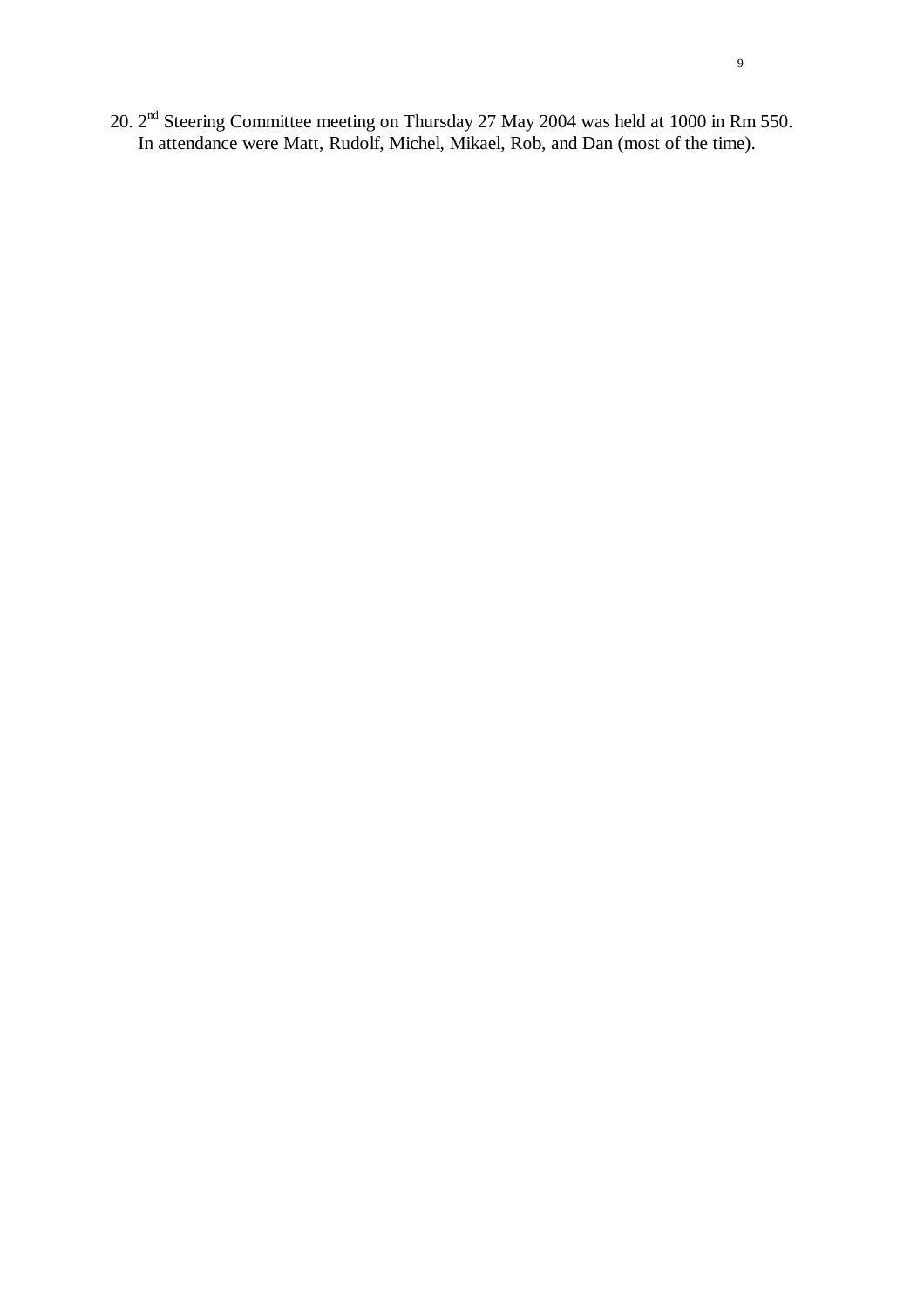20. 2nd Steering Committee meeting on Thursday 27 May 2004 was held at 1000 in Rm 550. In attendance were Matt, Rudolf, Michel, Mikael, Rob, and Dan (most of the time).